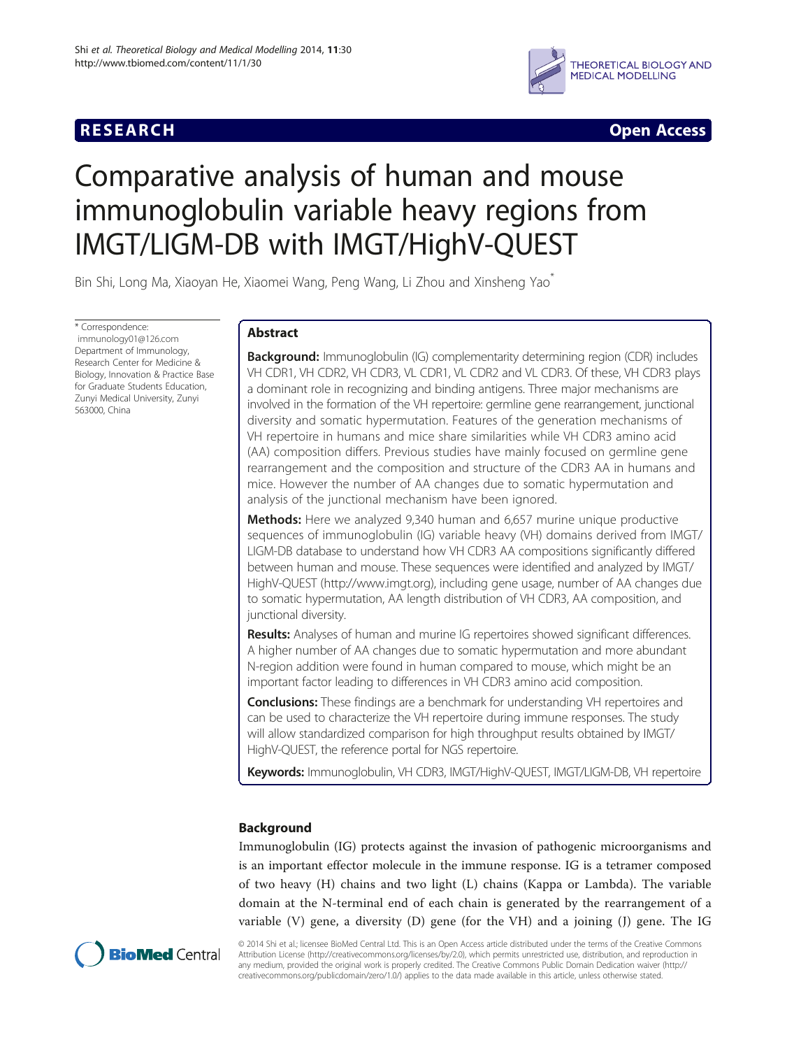RESEARCH Open Access

# Comparative analysis of human and mouse immunoglobulin variable heavy regions from IMGT/LIGM-DB with IMGT/HighV-QUEST

Bin Shi, Long Ma, Xiaoyan He, Xiaomei Wang, Peng Wang, Li Zhou and Xinsheng Yao*

\* Correspondence: immunology01@126.com
Department of Immunology, Research Center for Medicine & Biology, Innovation & Practice Base for Graduate Students Education, Zunyi Medical University, Zunyi 563000, China

## Abstract

**Background:** Immunoglobulin (IG) complementarity determining region (CDR) includes VH CDR1, VH CDR2, VH CDR3, VL CDR1, VL CDR2 and VL CDR3. Of these, VH CDR3 plays a dominant role in recognizing and binding antigens. Three major mechanisms are involved in the formation of the VH repertoire: germline gene rearrangement, junctional diversity and somatic hypermutation. Features of the generation mechanisms of VH repertoire in humans and mice share similarities while VH CDR3 amino acid (AA) composition differs. Previous studies have mainly focused on germline gene rearrangement and the composition and structure of the CDR3 AA in humans and mice. However the number of AA changes due to somatic hypermutation and analysis of the junctional mechanism have been ignored.

**Methods:** Here we analyzed 9,340 human and 6,657 murine unique productive sequences of immunoglobulin (IG) variable heavy (VH) domains derived from IMGT/LIGM-DB database to understand how VH CDR3 AA compositions significantly differed between human and mouse. These sequences were identified and analyzed by IMGT/HighV-QUEST (http://www.imgt.org), including gene usage, number of AA changes due to somatic hypermutation, AA length distribution of VH CDR3, AA composition, and junctional diversity.

**Results:** Analyses of human and murine IG repertoires showed significant differences. A higher number of AA changes due to somatic hypermutation and more abundant N-region addition were found in human compared to mouse, which might be an important factor leading to differences in VH CDR3 amino acid composition.

**Conclusions:** These findings are a benchmark for understanding VH repertoires and can be used to characterize the VH repertoire during immune responses. The study will allow standardized comparison for high throughput results obtained by IMGT/HighV-QUEST, the reference portal for NGS repertoire.

**Keywords:** Immunoglobulin, VH CDR3, IMGT/HighV-QUEST, IMGT/LIGM-DB, VH repertoire

## Background

Immunoglobulin (IG) protects against the invasion of pathogenic microorganisms and is an important effector molecule in the immune response. IG is a tetramer composed of two heavy (H) chains and two light (L) chains (Kappa or Lambda). The variable domain at the N-terminal end of each chain is generated by the rearrangement of a variable (V) gene, a diversity (D) gene (for the VH) and a joining (J) gene. The IG

© 2014 Shi et al.; licensee BioMed Central Ltd. This is an Open Access article distributed under the terms of the Creative Commons Attribution License (http://creativecommons.org/licenses/by/2.0), which permits unrestricted use, distribution, and reproduction in any medium, provided the original work is properly credited. The Creative Commons Public Domain Dedication waiver (http://creativecommons.org/publicdomain/zero/1.0/) applies to the data made available in this article, unless otherwise stated.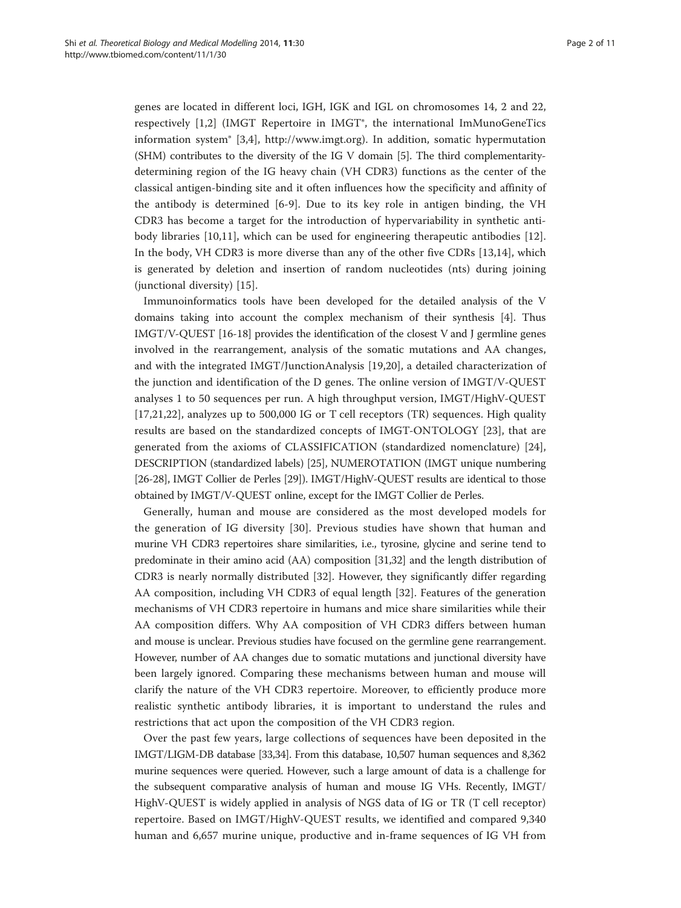genes are located in different loci, IGH, IGK and IGL on chromosomes 14, 2 and 22, respectively [1,2] (IMGT Repertoire in IMGT®, the international ImMunoGeneTics information system® [3,4], http://www.imgt.org). In addition, somatic hypermutation (SHM) contributes to the diversity of the IG V domain [5]. The third complementarity-determining region of the IG heavy chain (VH CDR3) functions as the center of the classical antigen-binding site and it often influences how the specificity and affinity of the antibody is determined [6-9]. Due to its key role in antigen binding, the VH CDR3 has become a target for the introduction of hypervariability in synthetic antibody libraries [10,11], which can be used for engineering therapeutic antibodies [12]. In the body, VH CDR3 is more diverse than any of the other five CDRs [13,14], which is generated by deletion and insertion of random nucleotides (nts) during joining (junctional diversity) [15].

Immunoinformatics tools have been developed for the detailed analysis of the V domains taking into account the complex mechanism of their synthesis [4]. Thus IMGT/V-QUEST [16-18] provides the identification of the closest V and J germline genes involved in the rearrangement, analysis of the somatic mutations and AA changes, and with the integrated IMGT/JunctionAnalysis [19,20], a detailed characterization of the junction and identification of the D genes. The online version of IMGT/V-QUEST analyses 1 to 50 sequences per run. A high throughput version, IMGT/HighV-QUEST [17,21,22], analyzes up to 500,000 IG or T cell receptors (TR) sequences. High quality results are based on the standardized concepts of IMGT-ONTOLOGY [23], that are generated from the axioms of CLASSIFICATION (standardized nomenclature) [24], DESCRIPTION (standardized labels) [25], NUMEROTATION (IMGT unique numbering [26-28], IMGT Collier de Perles [29]). IMGT/HighV-QUEST results are identical to those obtained by IMGT/V-QUEST online, except for the IMGT Collier de Perles.

Generally, human and mouse are considered as the most developed models for the generation of IG diversity [30]. Previous studies have shown that human and murine VH CDR3 repertoires share similarities, i.e., tyrosine, glycine and serine tend to predominate in their amino acid (AA) composition [31,32] and the length distribution of CDR3 is nearly normally distributed [32]. However, they significantly differ regarding AA composition, including VH CDR3 of equal length [32]. Features of the generation mechanisms of VH CDR3 repertoire in humans and mice share similarities while their AA composition differs. Why AA composition of VH CDR3 differs between human and mouse is unclear. Previous studies have focused on the germline gene rearrangement. However, number of AA changes due to somatic mutations and junctional diversity have been largely ignored. Comparing these mechanisms between human and mouse will clarify the nature of the VH CDR3 repertoire. Moreover, to efficiently produce more realistic synthetic antibody libraries, it is important to understand the rules and restrictions that act upon the composition of the VH CDR3 region.

Over the past few years, large collections of sequences have been deposited in the IMGT/LIGM-DB database [33,34]. From this database, 10,507 human sequences and 8,362 murine sequences were queried. However, such a large amount of data is a challenge for the subsequent comparative analysis of human and mouse IG VHs. Recently, IMGT/HighV-QUEST is widely applied in analysis of NGS data of IG or TR (T cell receptor) repertoire. Based on IMGT/HighV-QUEST results, we identified and compared 9,340 human and 6,657 murine unique, productive and in-frame sequences of IG VH from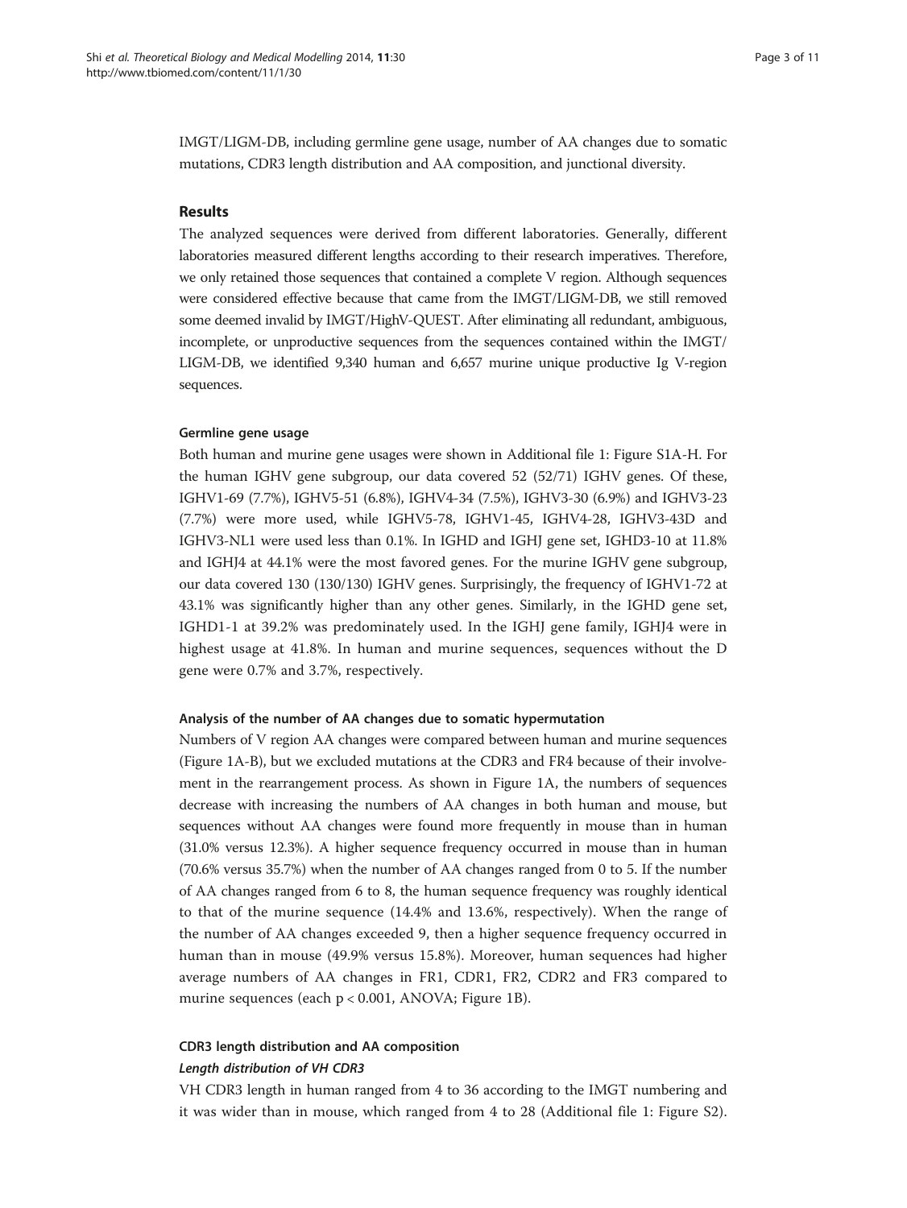IMGT/LIGM-DB, including germline gene usage, number of AA changes due to somatic mutations, CDR3 length distribution and AA composition, and junctional diversity.

## Results

The analyzed sequences were derived from different laboratories. Generally, different laboratories measured different lengths according to their research imperatives. Therefore, we only retained those sequences that contained a complete V region. Although sequences were considered effective because that came from the IMGT/LIGM-DB, we still removed some deemed invalid by IMGT/HighV-QUEST. After eliminating all redundant, ambiguous, incomplete, or unproductive sequences from the sequences contained within the IMGT/LIGM-DB, we identified 9,340 human and 6,657 murine unique productive Ig V-region sequences.

### Germline gene usage

Both human and murine gene usages were shown in Additional file 1: Figure S1A-H. For the human IGHV gene subgroup, our data covered 52 (52/71) IGHV genes. Of these, IGHV1-69 (7.7%), IGHV5-51 (6.8%), IGHV4-34 (7.5%), IGHV3-30 (6.9%) and IGHV3-23 (7.7%) were more used, while IGHV5-78, IGHV1-45, IGHV4-28, IGHV3-43D and IGHV3-NL1 were used less than 0.1%. In IGHD and IGHJ gene set, IGHD3-10 at 11.8% and IGHJ4 at 44.1% were the most favored genes. For the murine IGHV gene subgroup, our data covered 130 (130/130) IGHV genes. Surprisingly, the frequency of IGHV1-72 at 43.1% was significantly higher than any other genes. Similarly, in the IGHD gene set, IGHD1-1 at 39.2% was predominately used. In the IGHJ gene family, IGHJ4 were in highest usage at 41.8%. In human and murine sequences, sequences without the D gene were 0.7% and 3.7%, respectively.

### Analysis of the number of AA changes due to somatic hypermutation

Numbers of V region AA changes were compared between human and murine sequences (Figure 1A-B), but we excluded mutations at the CDR3 and FR4 because of their involvement in the rearrangement process. As shown in Figure 1A, the numbers of sequences decrease with increasing the numbers of AA changes in both human and mouse, but sequences without AA changes were found more frequently in mouse than in human (31.0% versus 12.3%). A higher sequence frequency occurred in mouse than in human (70.6% versus 35.7%) when the number of AA changes ranged from 0 to 5. If the number of AA changes ranged from 6 to 8, the human sequence frequency was roughly identical to that of the murine sequence (14.4% and 13.6%, respectively). When the range of the number of AA changes exceeded 9, then a higher sequence frequency occurred in human than in mouse (49.9% versus 15.8%). Moreover, human sequences had higher average numbers of AA changes in FR1, CDR1, FR2, CDR2 and FR3 compared to murine sequences (each $p < 0.001$, ANOVA; Figure 1B).

### CDR3 length distribution and AA composition

#### *Length distribution of VH CDR3*

VH CDR3 length in human ranged from 4 to 36 according to the IMGT numbering and it was wider than in mouse, which ranged from 4 to 28 (Additional file 1: Figure S2).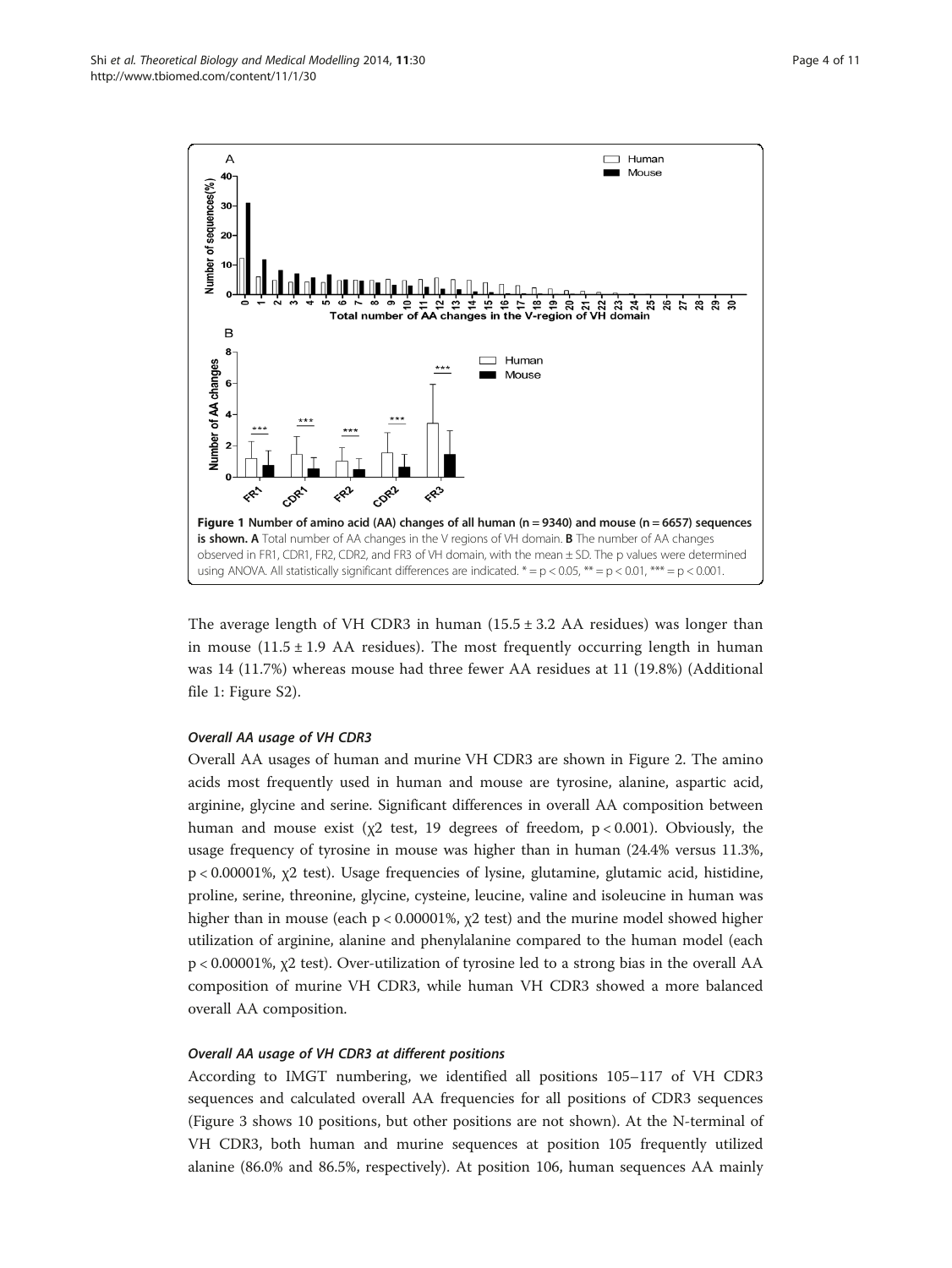**Figure 1 Number of amino acid (AA) changes of all human (n = 9340) and mouse (n = 6657) sequences is shown. A** Total number of AA changes in the V regions of VH domain. **B** The number of AA changes observed in FR1, CDR1, FR2, CDR2, and FR3 of VH domain, with the mean ± SD. The p values were determined using ANOVA. All statistically significant differences are indicated. * = $p < 0.05$, ** = $p < 0.01$, *** = $p < 0.001$.

The average length of VH CDR3 in human (15.5 ± 3.2 AA residues) was longer than in mouse (11.5 ± 1.9 AA residues). The most frequently occurring length in human was 14 (11.7%) whereas mouse had three fewer AA residues at 11 (19.8%) (Additional file 1: Figure S2).

### *Overall AA usage of VH CDR3*

Overall AA usages of human and murine VH CDR3 are shown in Figure 2. The amino acids most frequently used in human and mouse are tyrosine, alanine, aspartic acid, arginine, glycine and serine. Significant differences in overall AA composition between human and mouse exist ($\chi^2$ test, 19 degrees of freedom, $p < 0.001$). Obviously, the usage frequency of tyrosine in mouse was higher than in human (24.4% versus 11.3%, $p < 0.00001\%$, $\chi^2$ test). Usage frequencies of lysine, glutamine, glutamic acid, histidine, proline, serine, threonine, glycine, cysteine, leucine, valine and isoleucine in human was higher than in mouse (each $p < 0.00001\%$, $\chi^2$ test) and the murine model showed higher utilization of arginine, alanine and phenylalanine compared to the human model (each $p < 0.00001\%$, $\chi^2$ test). Over-utilization of tyrosine led to a strong bias in the overall AA composition of murine VH CDR3, while human VH CDR3 showed a more balanced overall AA composition.

### *Overall AA usage of VH CDR3 at different positions*

According to IMGT numbering, we identified all positions 105–117 of VH CDR3 sequences and calculated overall AA frequencies for all positions of CDR3 sequences (Figure 3 shows 10 positions, but other positions are not shown). At the N-terminal of VH CDR3, both human and murine sequences at position 105 frequently utilized alanine (86.0% and 86.5%, respectively). At position 106, human sequences AA mainly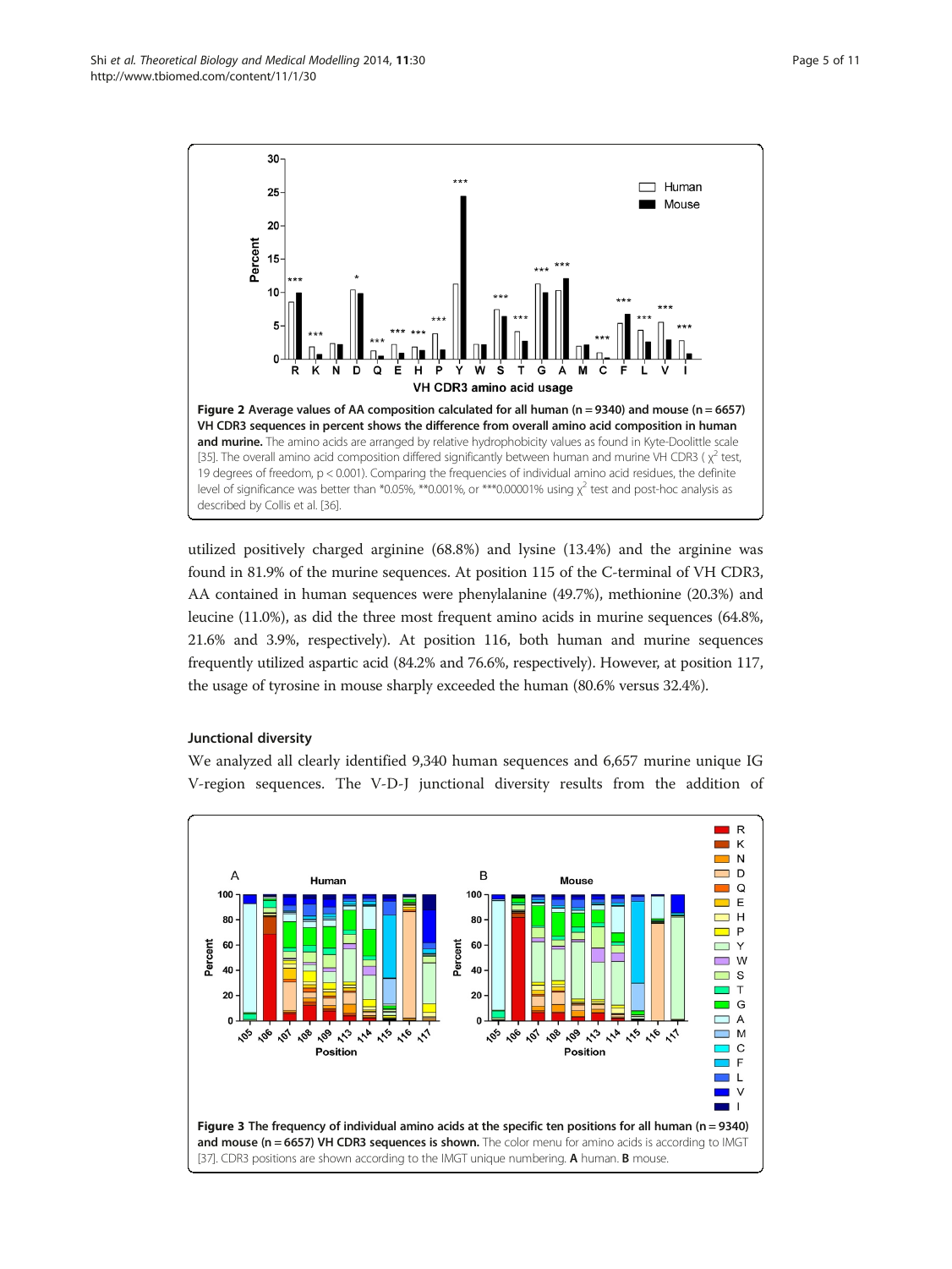**Figure 2 Average values of AA composition calculated for all human (n = 9340) and mouse (n = 6657) VH CDR3 sequences in percent shows the difference from overall amino acid composition in human and murine.** The amino acids are arranged by relative hydrophobicity values as found in Kyte-Doolittle scale [35]. The overall amino acid composition differed significantly between human and murine VH CDR3 ( $\chi^2$ test, 19 degrees of freedom, $p < 0.001$). Comparing the frequencies of individual amino acid residues, the definite level of significance was better than *0.05%, **0.001%, or ***0.00001% using $\chi^2$ test and post-hoc analysis as described by Collis et al. [36].

utilized positively charged arginine (68.8%) and lysine (13.4%) and the arginine was found in 81.9% of the murine sequences. At position 115 of the C-terminal of VH CDR3, AA contained in human sequences were phenylalanine (49.7%), methionine (20.3%) and leucine (11.0%), as did the three most frequent amino acids in murine sequences (64.8%, 21.6% and 3.9%, respectively). At position 116, both human and murine sequences frequently utilized aspartic acid (84.2% and 76.6%, respectively). However, at position 117, the usage of tyrosine in mouse sharply exceeded the human (80.6% versus 32.4%).

### Junctional diversity

We analyzed all clearly identified 9,340 human sequences and 6,657 murine unique IG V-region sequences. The V-D-J junctional diversity results from the addition of

**Figure 3 The frequency of individual amino acids at the specific ten positions for all human (n = 9340) and mouse (n = 6657) VH CDR3 sequences is shown.** The color menu for amino acids is according to IMGT [37]. CDR3 positions are shown according to the IMGT unique numbering. **A** human. **B** mouse.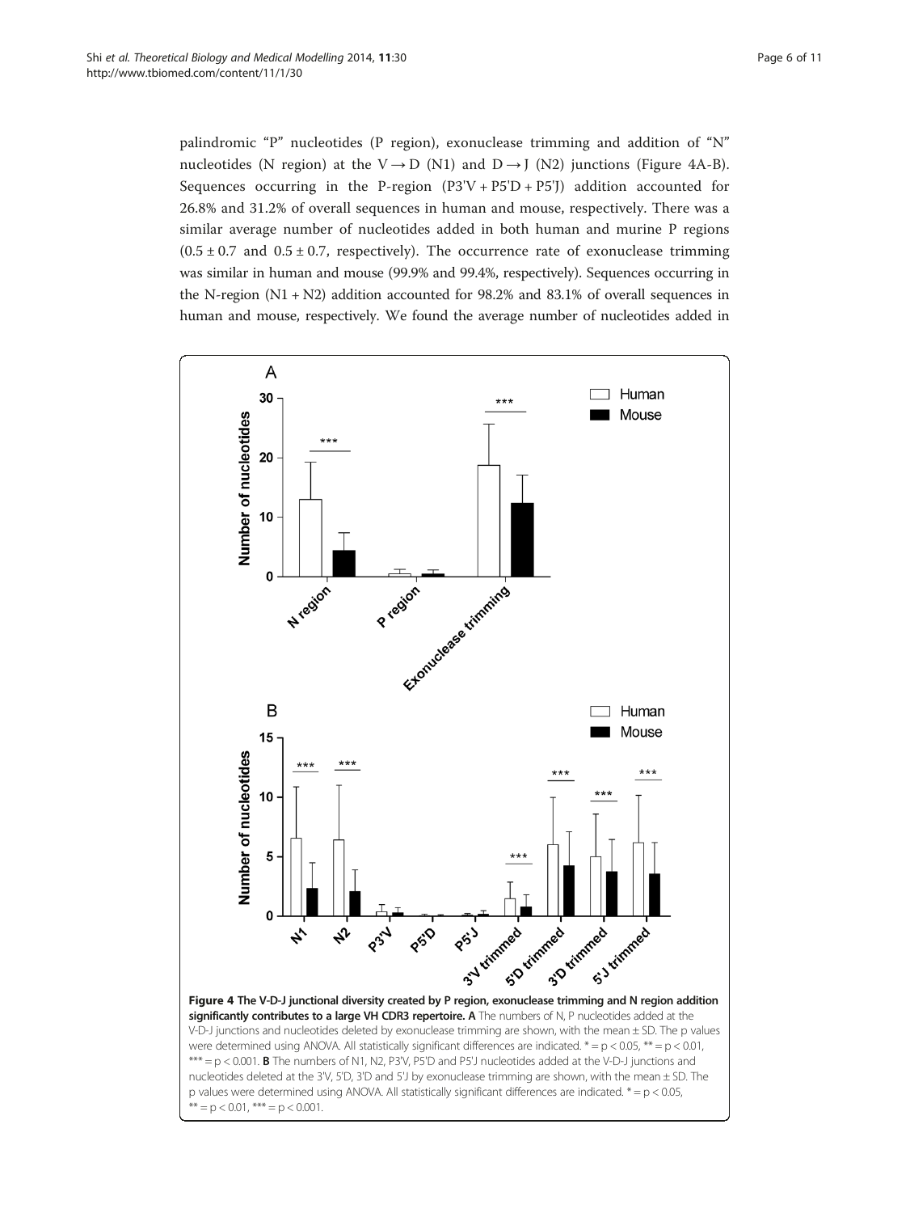palindromic "P" nucleotides (P region), exonuclease trimming and addition of "N" nucleotides (N region) at the V → D (N1) and D → J (N2) junctions (Figure 4A-B). Sequences occurring in the P-region (P3'V + P5'D + P5'J) addition accounted for 26.8% and 31.2% of overall sequences in human and mouse, respectively. There was a similar average number of nucleotides added in both human and murine P regions ($0.5 \pm 0.7$ and $0.5 \pm 0.7$, respectively). The occurrence rate of exonuclease trimming was similar in human and mouse (99.9% and 99.4%, respectively). Sequences occurring in the N-region (N1 + N2) addition accounted for 98.2% and 83.1% of overall sequences in human and mouse, respectively. We found the average number of nucleotides added in

**Figure 4 The V-D-J junctional diversity created by P region, exonuclease trimming and N region addition significantly contributes to a large VH CDR3 repertoire.** **A** The numbers of N, P nucleotides added at the V-D-J junctions and nucleotides deleted by exonuclease trimming are shown, with the mean ± SD. The p values were determined using ANOVA. All statistically significant differences are indicated. * = $p < 0.05$, ** = $p < 0.01$, *** = $p < 0.001$. **B** The numbers of N1, N2, P3'V, P5'D and P5'J nucleotides added at the V-D-J junctions and nucleotides deleted at the 3'V, 5'D, 3'D and 5'J by exonuclease trimming are shown, with the mean ± SD. The p values were determined using ANOVA. All statistically significant differences are indicated. * = $p < 0.05$, ** = $p < 0.01$, *** = $p < 0.001$.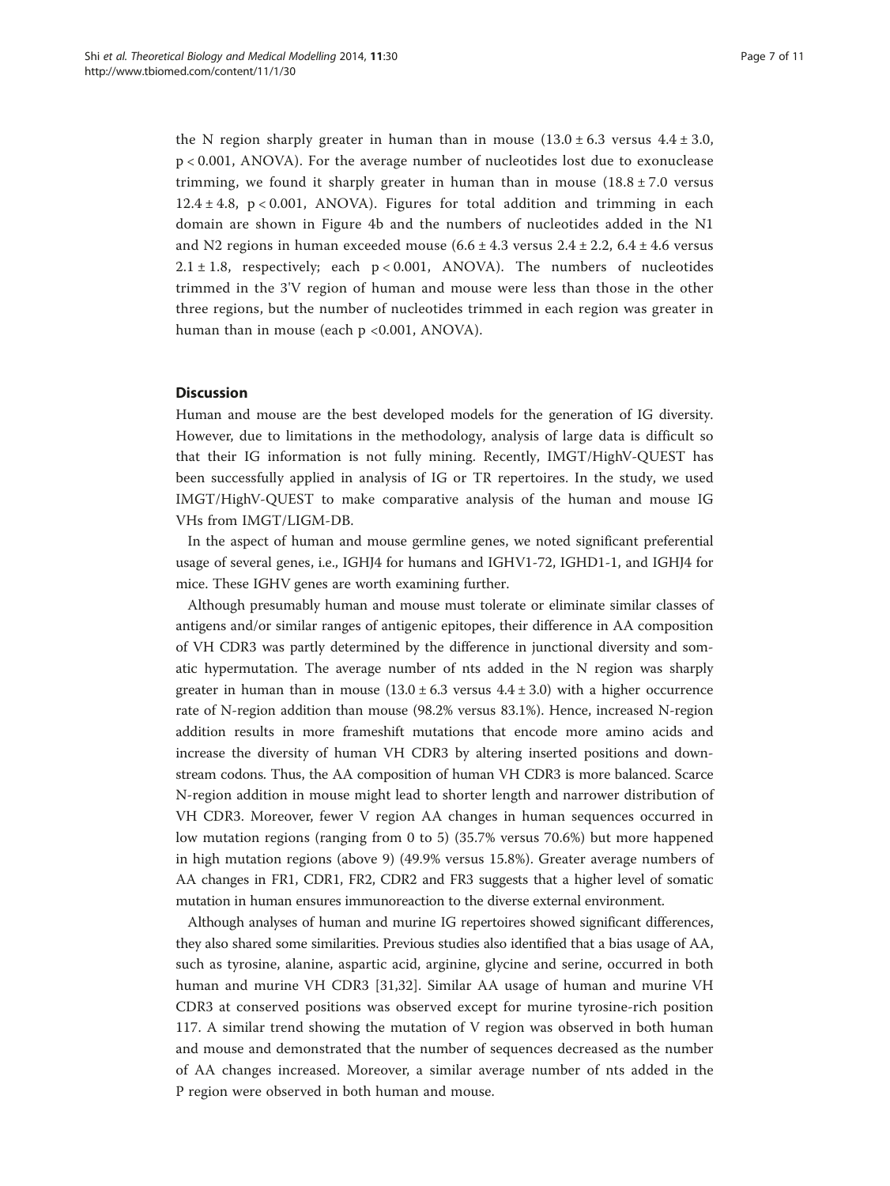the N region sharply greater in human than in mouse ($13.0 \pm 6.3$ versus $4.4 \pm 3.0$, $p < 0.001$, ANOVA). For the average number of nucleotides lost due to exonuclease trimming, we found it sharply greater in human than in mouse ($18.8 \pm 7.0$ versus $12.4 \pm 4.8$, $p < 0.001$, ANOVA). Figures for total addition and trimming in each domain are shown in Figure 4b and the numbers of nucleotides added in the N1 and N2 regions in human exceeded mouse ($6.6 \pm 4.3$ versus $2.4 \pm 2.2$, $6.4 \pm 4.6$ versus $2.1 \pm 1.8$, respectively; each $p < 0.001$, ANOVA). The numbers of nucleotides trimmed in the 3'V region of human and mouse were less than those in the other three regions, but the number of nucleotides trimmed in each region was greater in human than in mouse (each $p < 0.001$, ANOVA).

## Discussion

Human and mouse are the best developed models for the generation of IG diversity. However, due to limitations in the methodology, analysis of large data is difficult so that their IG information is not fully mining. Recently, IMGT/HighV-QUEST has been successfully applied in analysis of IG or TR repertoires. In the study, we used IMGT/HighV-QUEST to make comparative analysis of the human and mouse IG VHs from IMGT/LIGM-DB.

In the aspect of human and mouse germline genes, we noted significant preferential usage of several genes, i.e., IGHJ4 for humans and IGHV1-72, IGHD1-1, and IGHJ4 for mice. These IGHV genes are worth examining further.

Although presumably human and mouse must tolerate or eliminate similar classes of antigens and/or similar ranges of antigenic epitopes, their difference in AA composition of VH CDR3 was partly determined by the difference in junctional diversity and somatic hypermutation. The average number of nts added in the N region was sharply greater in human than in mouse ($13.0 \pm 6.3$ versus $4.4 \pm 3.0$) with a higher occurrence rate of N-region addition than mouse (98.2% versus 83.1%). Hence, increased N-region addition results in more frameshift mutations that encode more amino acids and increase the diversity of human VH CDR3 by altering inserted positions and downstream codons. Thus, the AA composition of human VH CDR3 is more balanced. Scarce N-region addition in mouse might lead to shorter length and narrower distribution of VH CDR3. Moreover, fewer V region AA changes in human sequences occurred in low mutation regions (ranging from 0 to 5) (35.7% versus 70.6%) but more happened in high mutation regions (above 9) (49.9% versus 15.8%). Greater average numbers of AA changes in FR1, CDR1, FR2, CDR2 and FR3 suggests that a higher level of somatic mutation in human ensures immunoreaction to the diverse external environment.

Although analyses of human and murine IG repertoires showed significant differences, they also shared some similarities. Previous studies also identified that a bias usage of AA, such as tyrosine, alanine, aspartic acid, arginine, glycine and serine, occurred in both human and murine VH CDR3 [31,32]. Similar AA usage of human and murine VH CDR3 at conserved positions was observed except for murine tyrosine-rich position 117. A similar trend showing the mutation of V region was observed in both human and mouse and demonstrated that the number of sequences decreased as the number of AA changes increased. Moreover, a similar average number of nts added in the P region were observed in both human and mouse.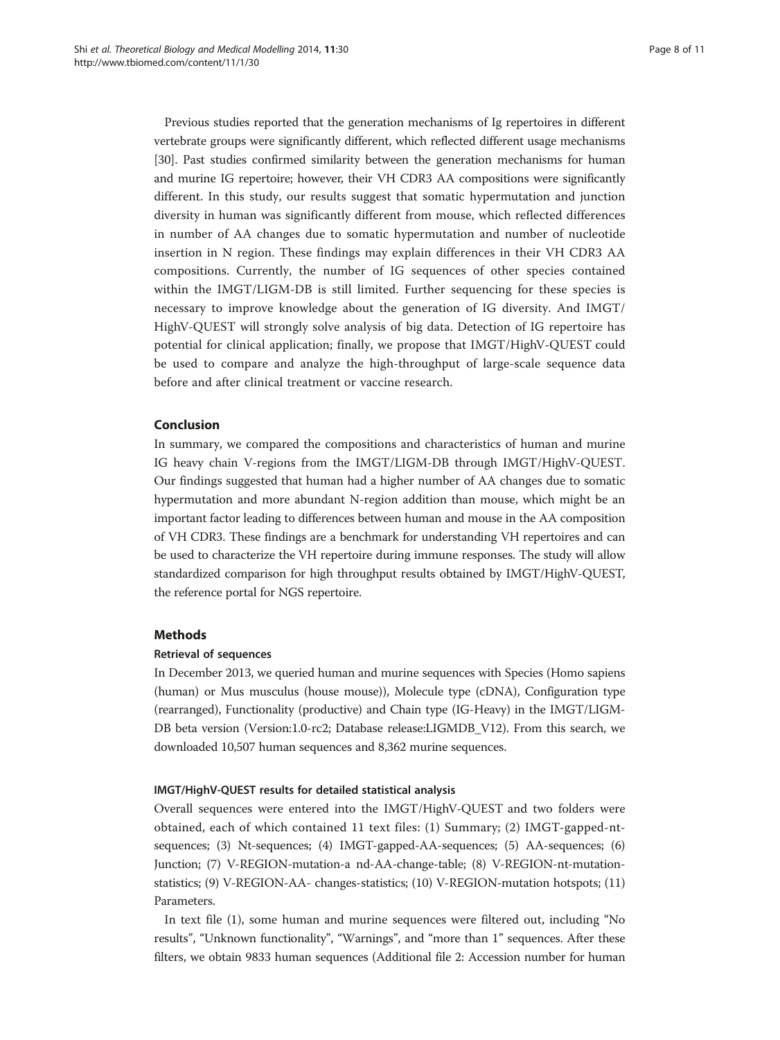Previous studies reported that the generation mechanisms of Ig repertoires in different vertebrate groups were significantly different, which reflected different usage mechanisms [30]. Past studies confirmed similarity between the generation mechanisms for human and murine IG repertoire; however, their VH CDR3 AA compositions were significantly different. In this study, our results suggest that somatic hypermutation and junction diversity in human was significantly different from mouse, which reflected differences in number of AA changes due to somatic hypermutation and number of nucleotide insertion in N region. These findings may explain differences in their VH CDR3 AA compositions. Currently, the number of IG sequences of other species contained within the IMGT/LIGM-DB is still limited. Further sequencing for these species is necessary to improve knowledge about the generation of IG diversity. And IMGT/HighV-QUEST will strongly solve analysis of big data. Detection of IG repertoire has potential for clinical application; finally, we propose that IMGT/HighV-QUEST could be used to compare and analyze the high-throughput of large-scale sequence data before and after clinical treatment or vaccine research.

## Conclusion

In summary, we compared the compositions and characteristics of human and murine IG heavy chain V-regions from the IMGT/LIGM-DB through IMGT/HighV-QUEST. Our findings suggested that human had a higher number of AA changes due to somatic hypermutation and more abundant N-region addition than mouse, which might be an important factor leading to differences between human and mouse in the AA composition of VH CDR3. These findings are a benchmark for understanding VH repertoires and can be used to characterize the VH repertoire during immune responses. The study will allow standardized comparison for high throughput results obtained by IMGT/HighV-QUEST, the reference portal for NGS repertoire.

## Methods

### Retrieval of sequences

In December 2013, we queried human and murine sequences with Species (Homo sapiens (human) or Mus musculus (house mouse)), Molecule type (cDNA), Configuration type (rearranged), Functionality (productive) and Chain type (IG-Heavy) in the IMGT/LIGM-DB beta version (Version:1.0-rc2; Database release:LIGMDB_V12). From this search, we downloaded 10,507 human sequences and 8,362 murine sequences.

### IMGT/HighV-QUEST results for detailed statistical analysis

Overall sequences were entered into the IMGT/HighV-QUEST and two folders were obtained, each of which contained 11 text files: (1) Summary; (2) IMGT-gapped-nt-sequences; (3) Nt-sequences; (4) IMGT-gapped-AA-sequences; (5) AA-sequences; (6) Junction; (7) V-REGION-mutation-a nd-AA-change-table; (8) V-REGION-nt-mutation-statistics; (9) V-REGION-AA- changes-statistics; (10) V-REGION-mutation hotspots; (11) Parameters.

In text file (1), some human and murine sequences were filtered out, including "No results", "Unknown functionality", "Warnings", and "more than 1" sequences. After these filters, we obtain 9833 human sequences (Additional file 2: Accession number for human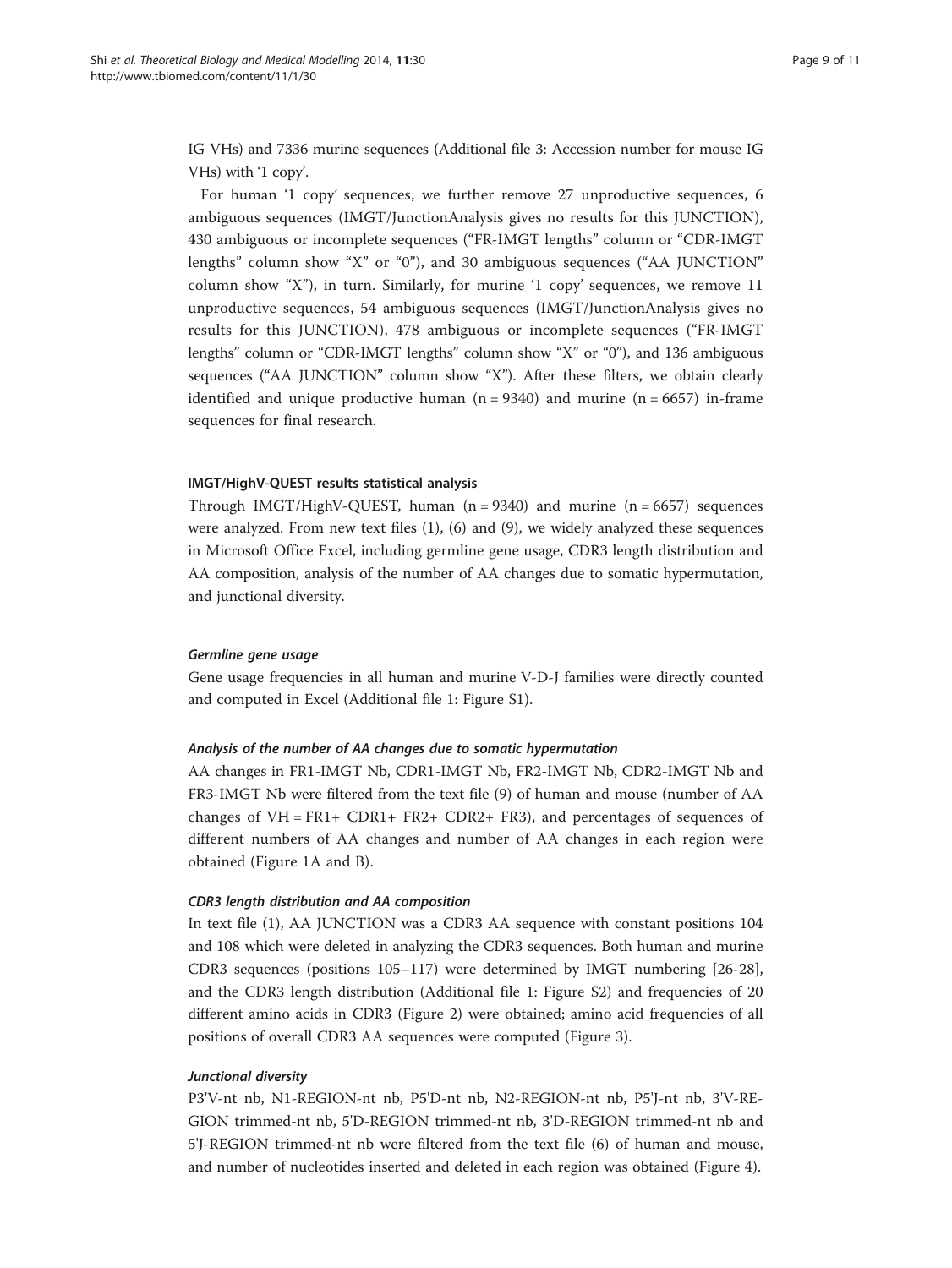IG VHs) and 7336 murine sequences (Additional file 3: Accession number for mouse IG VHs) with '1 copy'.

For human '1 copy' sequences, we further remove 27 unproductive sequences, 6 ambiguous sequences (IMGT/JunctionAnalysis gives no results for this JUNCTION), 430 ambiguous or incomplete sequences ("FR-IMGT lengths" column or "CDR-IMGT lengths" column show "X" or "0"), and 30 ambiguous sequences ("AA JUNCTION" column show "X"), in turn. Similarly, for murine '1 copy' sequences, we remove 11 unproductive sequences, 54 ambiguous sequences (IMGT/JunctionAnalysis gives no results for this JUNCTION), 478 ambiguous or incomplete sequences ("FR-IMGT lengths" column or "CDR-IMGT lengths" column show "X" or "0"), and 136 ambiguous sequences ("AA JUNCTION" column show "X"). After these filters, we obtain clearly identified and unique productive human (n = 9340) and murine (n = 6657) in-frame sequences for final research.

#### IMGT/HighV-QUEST results statistical analysis

Through IMGT/HighV-QUEST, human (n = 9340) and murine (n = 6657) sequences were analyzed. From new text files (1), (6) and (9), we widely analyzed these sequences in Microsoft Office Excel, including germline gene usage, CDR3 length distribution and AA composition, analysis of the number of AA changes due to somatic hypermutation, and junctional diversity.

##### *Germline gene usage*

Gene usage frequencies in all human and murine V-D-J families were directly counted and computed in Excel (Additional file 1: Figure S1).

##### *Analysis of the number of AA changes due to somatic hypermutation*

AA changes in FR1-IMGT Nb, CDR1-IMGT Nb, FR2-IMGT Nb, CDR2-IMGT Nb and FR3-IMGT Nb were filtered from the text file (9) of human and mouse (number of AA changes of VH = FR1+ CDR1+ FR2+ CDR2+ FR3), and percentages of sequences of different numbers of AA changes and number of AA changes in each region were obtained (Figure 1A and B).

##### *CDR3 length distribution and AA composition*

In text file (1), AA JUNCTION was a CDR3 AA sequence with constant positions 104 and 108 which were deleted in analyzing the CDR3 sequences. Both human and murine CDR3 sequences (positions 105–117) were determined by IMGT numbering [26-28], and the CDR3 length distribution (Additional file 1: Figure S2) and frequencies of 20 different amino acids in CDR3 (Figure 2) were obtained; amino acid frequencies of all positions of overall CDR3 AA sequences were computed (Figure 3).

##### *Junctional diversity*

P3'V-nt nb, N1-REGION-nt nb, P5'D-nt nb, N2-REGION-nt nb, P5'J-nt nb, 3'V-REGION trimmed-nt nb, 5'D-REGION trimmed-nt nb, 3'D-REGION trimmed-nt nb and 5'J-REGION trimmed-nt nb were filtered from the text file (6) of human and mouse, and number of nucleotides inserted and deleted in each region was obtained (Figure 4).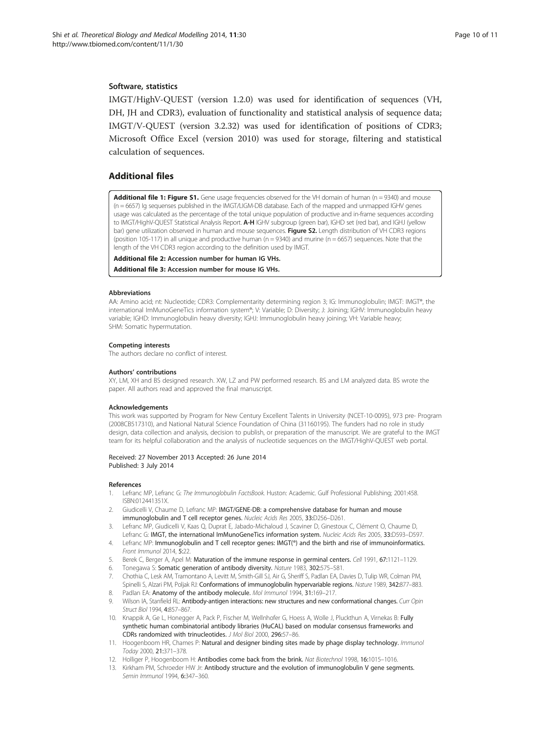### Software, statistics

IMGT/HighV-QUEST (version 1.2.0) was used for identification of sequences (VH, DH, JH and CDR3), evaluation of functionality and statistical analysis of sequence data; IMGT/V-QUEST (version 3.2.32) was used for identification of positions of CDR3; Microsoft Office Excel (version 2010) was used for storage, filtering and statistical calculation of sequences.

## Additional files

**Additional file 1: Figure S1.** Gene usage frequencies observed for the VH domain of human (n = 9340) and mouse (n = 6657) Ig sequenses published in the IMGT/LIGM-DB database. Each of the mapped and unmapped IGHV genes usage was calculated as the percentage of the total unique population of productive and in-frame sequences according to IMGT/HighV-QUEST Statistical Analysis Report. **A-H** IGHV subgroup (green bar), IGHD set (red bar), and IGHJ (yellow bar) gene utilization observed in human and mouse sequences. **Figure S2.** Length distribution of VH CDR3 regions (position 105-117) in all unique and productive human (n = 9340) and murine (n = 6657) sequences. Note that the length of the VH CDR3 region according to the definition used by IMGT.

**Additional file 2: Accession number for human IG VHs.**

**Additional file 3: Accession number for mouse IG VHs.**

#### Abbreviations

AA: Amino acid; nt: Nucleotide; CDR3: Complementarity determining region 3; IG: Immunoglobulin; IMGT: IMGT®, the international ImMunoGeneTics information system®; V: Variable; D: Diversity; J: Joining; IGHV: Immunoglobulin heavy variable; IGHD: Immunoglobulin heavy diversity; IGHJ: Immunoglobulin heavy joining; VH: Variable heavy; SHM: Somatic hypermutation.

#### Competing interests

The authors declare no conflict of interest.

#### Authors' contributions

XY, LM, XH and BS designed research. XW, LZ and PW performed research. BS and LM analyzed data. BS wrote the paper. All authors read and approved the final manuscript.

#### Acknowledgements

This work was supported by Program for New Century Excellent Talents in University (NCET-10-0095), 973 pre- Program (2008CB517310), and National Natural Science Foundation of China (31160195). The funders had no role in study design, data collection and analysis, decision to publish, or preparation of the manuscript. We are grateful to the IMGT team for its helpful collaboration and the analysis of nucleotide sequences on the IMGT/HighV-QUEST web portal.

Received: 27 November 2013 Accepted: 26 June 2014
Published: 3 July 2014

#### References

1. Lefranc MP, Lefranc G: *The Immunoglobulin FactsBook*. Huston: Academic. Gulf Professional Publishing; 2001:458. ISBN:012441351X.
2. Giudicelli V, Chaume D, Lefranc MP: **IMGT/GENE-DB: a comprehensive database for human and mouse immunoglobulin and T cell receptor genes.** *Nucleic Acids Res* 2005, **33**:D256–D261.
3. Lefranc MP, Giudicelli V, Kaas Q, Duprat E, Jabado-Michaloud J, Scaviner D, Ginestoux C, Clément O, Chaume D, Lefranc G: **IMGT, the international ImMunoGeneTics information system.** *Nucleic Acids Res* 2005, **33**:D593–D597.
4. Lefranc MP: **Immunoglobulin and T cell receptor genes: IMGT(®) and the birth and rise of immunoinformatics.** *Front Immunol* 2014, **5**:22.
5. Berek C, Berger A, Apel M: **Maturation of the immune response in germinal centers.** *Cell* 1991, **67**:1121–1129.
6. Tonegawa S: **Somatic generation of antibody diversity.** *Nature* 1983, **302**:575–581.
7. Chothia C, Lesk AM, Tramontano A, Levitt M, Smith-Gill SJ, Air G, Sheriff S, Padlan EA, Davies D, Tulip WR, Colman PM, Spinelli S, Alzari PM, Poljak RJ: **Conformations of immunoglobulin hypervariable regions.** *Nature* 1989, **342**:877–883.
8. Padlan EA: **Anatomy of the antibody molecule.** *Mol Immunol* 1994, **31**:169–217.
9. Wilson IA, Stanfield RL: **Antibody-antigen interactions: new structures and new conformational changes.** *Curr Opin Struct Biol* 1994, **4**:857–867.
10. Knappik A, Ge L, Honegger A, Pack P, Fischer M, Wellnhofer G, Hoess A, Wolle J, Pluckthun A, Virnekas B: **Fully synthetic human combinatorial antibody libraries (HuCAL) based on modular consensus frameworks and CDRs randomized with trinucleotides.** *J Mol Biol* 2000, **296**:57–86.
11. Hoogenboom HR, Chames P: **Natural and designer binding sites made by phage display technology.** *Immunol Today* 2000, **21**:371–378.
12. Holliger P, Hoogenboom H: **Antibodies come back from the brink.** *Nat Biotechnol* 1998, **16**:1015–1016.
13. Kirkham PM, Schroeder HW Jr: **Antibody structure and the evolution of immunoglobulin V gene segments.** *Semin Immunol* 1994, **6**:347–360.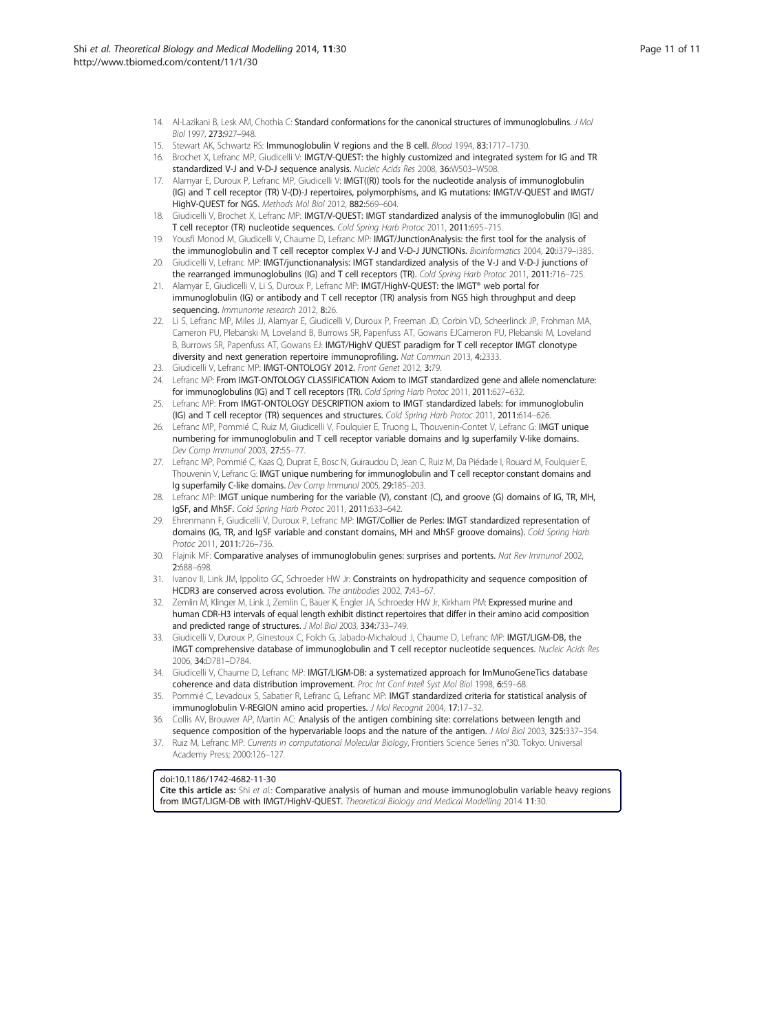14. Al-Lazikani B, Lesk AM, Chothia C: **Standard conformations for the canonical structures of immunoglobulins.** *J Mol Biol* 1997, **273:**927–948.
15. Stewart AK, Schwartz RS: **Immunoglobulin V regions and the B cell.** *Blood* 1994, **83:**1717–1730.
16. Brochet X, Lefranc MP, Giudicelli V: **IMGT/V-QUEST: the highly customized and integrated system for IG and TR standardized V-J and V-D-J sequence analysis.** *Nucleic Acids Res* 2008, **36:**W503–W508.
17. Alamyar E, Duroux P, Lefranc MP, Giudicelli V: **IMGT((R)) tools for the nucleotide analysis of immunoglobulin (IG) and T cell receptor (TR) V-(D)-J repertoires, polymorphisms, and IG mutations: IMGT/V-QUEST and IMGT/HighV-QUEST for NGS.** *Methods Mol Biol* 2012, **882:**569–604.
18. Giudicelli V, Brochet X, Lefranc MP: **IMGT/V-QUEST: IMGT standardized analysis of the immunoglobulin (IG) and T cell receptor (TR) nucleotide sequences.** *Cold Spring Harb Protoc* 2011, **2011:**695–715.
19. Yousfi Monod M, Giudicelli V, Chaume D, Lefranc MP: **IMGT/JunctionAnalysis: the first tool for the analysis of the immunoglobulin and T cell receptor complex V-J and V-D-J JUNCTIONs.** *Bioinformatics* 2004, **20:**i379–i385.
20. Giudicelli V, Lefranc MP: **IMGT/junctionanalysis: IMGT standardized analysis of the V-J and V-D-J junctions of the rearranged immunoglobulins (IG) and T cell receptors (TR).** *Cold Spring Harb Protoc* 2011, **2011:**716–725.
21. Alamyar E, Giudicelli V, Li S, Duroux P, Lefranc MP: **IMGT/HighV-QUEST: the IMGT® web portal for immunoglobulin (IG) or antibody and T cell receptor (TR) analysis from NGS high throughput and deep sequencing.** *Immunome research* 2012, **8:**26.
22. Li S, Lefranc MP, Miles JJ, Alamyar E, Giudicelli V, Duroux P, Freeman JD, Corbin VD, Scheerlinck JP, Frohman MA, Cameron PU, Plebanski M, Loveland B, Burrows SR, Papenfuss AT, Gowans EJCameron PU, Plebanski M, Loveland B, Burrows SR, Papenfuss AT, Gowans EJ: **IMGT/HighV QUEST paradigm for T cell receptor IMGT clonotype diversity and next generation repertoire immunoprofiling.** *Nat Commun* 2013, **4:**2333.
23. Giudicelli V, Lefranc MP: **IMGT-ONTOLOGY 2012.** *Front Genet* 2012, **3:**79.
24. Lefranc MP: **From IMGT-ONTOLOGY CLASSIFICATION Axiom to IMGT standardized gene and allele nomenclature: for immunoglobulins (IG) and T cell receptors (TR).** *Cold Spring Harb Protoc* 2011, **2011:**627–632.
25. Lefranc MP: **From IMGT-ONTOLOGY DESCRIPTION axiom to IMGT standardized labels: for immunoglobulin (IG) and T cell receptor (TR) sequences and structures.** *Cold Spring Harb Protoc* 2011, **2011:**614–626.
26. Lefranc MP, Pommié C, Ruiz M, Giudicelli V, Foulquier E, Truong L, Thouvenin-Contet V, Lefranc G: **IMGT unique numbering for immunoglobulin and T cell receptor variable domains and Ig superfamily V-like domains.** *Dev Comp Immunol* 2003, **27:**55–77.
27. Lefranc MP, Pommié C, Kaas Q, Duprat E, Bosc N, Guiraudou D, Jean C, Ruiz M, Da Piédade I, Rouard M, Foulquier E, Thouvenin V, Lefranc G: **IMGT unique numbering for immunoglobulin and T cell receptor constant domains and Ig superfamily C-like domains.** *Dev Comp Immunol* 2005, **29:**185–203.
28. Lefranc MP: **IMGT unique numbering for the variable (V), constant (C), and groove (G) domains of IG, TR, MH, IgSF, and MhSF.** *Cold Spring Harb Protoc* 2011, **2011:**633–642.
29. Ehrenmann F, Giudicelli V, Duroux P, Lefranc MP: **IMGT/Collier de Perles: IMGT standardized representation of domains (IG, TR, and IgSF variable and constant domains, MH and MhSF groove domains).** *Cold Spring Harb Protoc* 2011, **2011:**726–736.
30. Flajnik MF: **Comparative analyses of immunoglobulin genes: surprises and portents.** *Nat Rev Immunol* 2002, **2:**688–698.
31. Ivanov II, Link JM, Ippolito GC, Schroeder HW Jr: **Constraints on hydropathicity and sequence composition of HCDR3 are conserved across evolution.** *The antibodies* 2002, **7:**43–67.
32. Zemlin M, Klinger M, Link J, Zemlin C, Bauer K, Engler JA, Schroeder HW Jr, Kirkham PM: **Expressed murine and human CDR-H3 intervals of equal length exhibit distinct repertoires that differ in their amino acid composition and predicted range of structures.** *J Mol Biol* 2003, **334:**733–749.
33. Giudicelli V, Duroux P, Ginestoux C, Folch G, Jabado-Michaloud J, Chaume D, Lefranc MP: **IMGT/LIGM-DB, the IMGT comprehensive database of immunoglobulin and T cell receptor nucleotide sequences.** *Nucleic Acids Res* 2006, **34:**D781–D784.
34. Giudicelli V, Chaume D, Lefranc MP: **IMGT/LIGM-DB: a systematized approach for ImMunoGeneTics database coherence and data distribution improvement.** *Proc Int Conf Intell Syst Mol Biol* 1998, **6:**59–68.
35. Pommié C, Levadoux S, Sabatier R, Lefranc G, Lefranc MP: **IMGT standardized criteria for statistical analysis of immunoglobulin V-REGION amino acid properties.** *J Mol Recognit* 2004, **17:**17–32.
36. Collis AV, Brouwer AP, Martin AC: **Analysis of the antigen combining site: correlations between length and sequence composition of the hypervariable loops and the nature of the antigen.** *J Mol Biol* 2003, **325:**337–354.
37. Ruiz M, Lefranc MP: *Currents in computational Molecular Biology*, Frontiers Science Series n°30. Tokyo: Universal Academy Press; 2000:126–127.

doi:10.1186/1742-4682-11-30

**Cite this article as:** Shi *et al.*: Comparative analysis of human and mouse immunoglobulin variable heavy regions from IMGT/LIGM-DB with IMGT/HighV-QUEST. *Theoretical Biology and Medical Modelling* 2014 **11**:30.